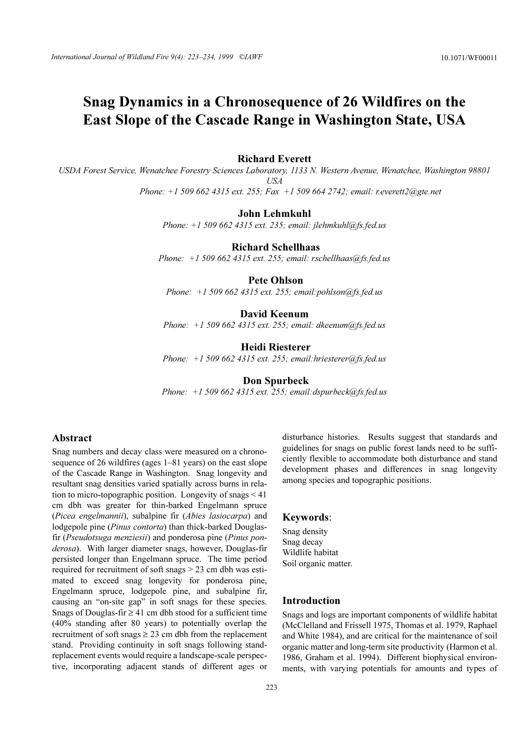# Snag Dynamics in a Chronosequence of 26 Wildfires on the East Slope of the Cascade Range in Washington State, USA

**Richard Everett**

*USDA Forest Service, Wenatchee Forestry Sciences Laboratory, 1133 N. Western Avenue, Wenatchee, Washington 98801 USA*

*Phone: +1 509 662 4315 ext. 255; Fax +1 509 664 2742; email: r.everett2@gte.net*

**John Lehmkuhl**

*Phone: +1 509 662 4315 ext. 235; email: jlehmkuhl@fs.fed.us*

**Richard Schellhaas**

*Phone: +1 509 662 4315 ext. 255; email: rschellhaas@fs.fed.us*

**Pete Ohlson**

*Phone: +1 509 662 4315 ext. 255; email:pohlson@fs.fed.us*

**David Keenum**

*Phone: +1 509 662 4315 ext. 255; email: dkeenum@fs.fed.us*

**Heidi Riesterer**

*Phone: +1 509 662 4315 ext. 255; email:hriesterer@fs.fed.us*

**Don Spurbeck**

*Phone: +1 509 662 4315 ext. 255; email:dspurbeck@fs.fed.us*

## Abstract

Snag numbers and decay class were measured on a chronosequence of 26 wildfires (ages 1–81 years) on the east slope of the Cascade Range in Washington. Snag longevity and resultant snag densities varied spatially across burns in relation to micro-topographic position. Longevity of snags < 41 cm dbh was greater for thin-barked Engelmann spruce (*Picea engelmannii*), subalpine fir (*Abies lasiocarpa*) and lodgepole pine (*Pinus contorta*) than thick-barked Douglas-fir (*Pseudotsuga menziesii*) and ponderosa pine (*Pinus ponderosa*). With larger diameter snags, however, Douglas-fir persisted longer than Engelmann spruce. The time period required for recruitment of soft snags > 23 cm dbh was estimated to exceed snag longevity for ponderosa pine, Engelmann spruce, lodgepole pine, and subalpine fir, causing an "on-site gap" in soft snags for these species. Snags of Douglas-fir ≥ 41 cm dbh stood for a sufficient time (40% standing after 80 years) to potentially overlap the recruitment of soft snags ≥ 23 cm dbh from the replacement stand. Providing continuity in soft snags following stand-replacement events would require a landscape-scale perspective, incorporating adjacent stands of different ages or disturbance histories. Results suggest that standards and guidelines for snags on public forest lands need to be sufficiently flexible to accommodate both disturbance and stand development phases and differences in snag longevity among species and topographic positions.

## Keywords:

Snag density
Snag decay
Wildlife habitat
Soil organic matter.

## Introduction

Snags and logs are important components of wildlife habitat (McClelland and Frissell 1975, Thomas et al. 1979, Raphael and White 1984), and are critical for the maintenance of soil organic matter and long-term site productivity (Harmon et al. 1986, Graham et al. 1994). Different biophysical environments, with varying potentials for amounts and types of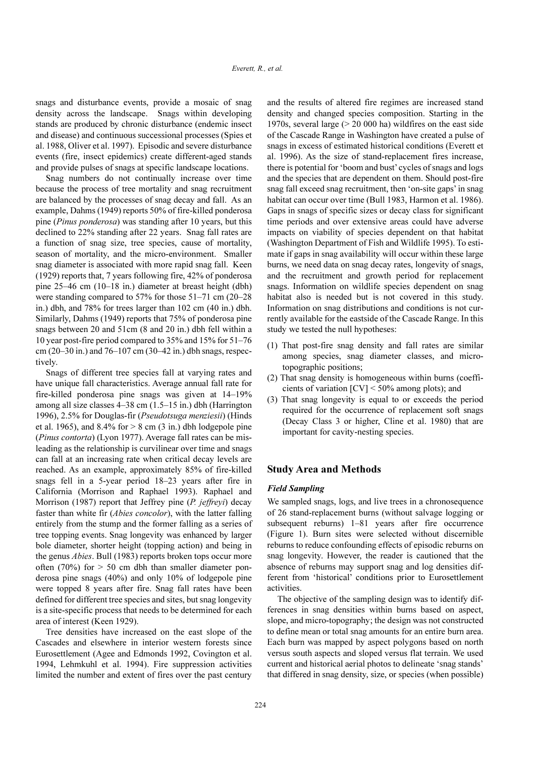snags and disturbance events, provide a mosaic of snag density across the landscape. Snags within developing stands are produced by chronic disturbance (endemic insect and disease) and continuous successional processes (Spies et al. 1988, Oliver et al. 1997). Episodic and severe disturbance events (fire, insect epidemics) create different-aged stands and provide pulses of snags at specific landscape locations.

Snag numbers do not continually increase over time because the process of tree mortality and snag recruitment are balanced by the processes of snag decay and fall. As an example, Dahms (1949) reports 50% of fire-killed ponderosa pine (*Pinus ponderosa*) was standing after 10 years, but this declined to 22% standing after 22 years. Snag fall rates are a function of snag size, tree species, cause of mortality, season of mortality, and the micro-environment. Smaller snag diameter is associated with more rapid snag fall. Keen (1929) reports that, 7 years following fire, 42% of ponderosa pine 25–46 cm (10–18 in.) diameter at breast height (dbh) were standing compared to 57% for those 51–71 cm (20–28 in.) dbh, and 78% for trees larger than 102 cm (40 in.) dbh. Similarly, Dahms (1949) reports that 75% of ponderosa pine snags between 20 and 51cm (8 and 20 in.) dbh fell within a 10 year post-fire period compared to 35% and 15% for 51–76 cm (20–30 in.) and 76–107 cm (30–42 in.) dbh snags, respectively.

Snags of different tree species fall at varying rates and have unique fall characteristics. Average annual fall rate for fire-killed ponderosa pine snags was given at 14–19% among all size classes 4–38 cm (1.5–15 in.) dbh (Harrington 1996), 2.5% for Douglas-fir (*Pseudotsuga menziesii*) (Hinds et al. 1965), and 8.4% for > 8 cm (3 in.) dbh lodgepole pine (*Pinus contorta*) (Lyon 1977). Average fall rates can be misleading as the relationship is curvilinear over time and snags can fall at an increasing rate when critical decay levels are reached. As an example, approximately 85% of fire-killed snags fell in a 5-year period 18–23 years after fire in California (Morrison and Raphael 1993). Raphael and Morrison (1987) report that Jeffrey pine (*P. jeffreyi*) decay faster than white fir (*Abies concolor*), with the latter falling entirely from the stump and the former falling as a series of tree topping events. Snag longevity was enhanced by larger bole diameter, shorter height (topping action) and being in the genus *Abies*. Bull (1983) reports broken tops occur more often (70%) for > 50 cm dbh than smaller diameter ponderosa pine snags (40%) and only 10% of lodgepole pine were topped 8 years after fire. Snag fall rates have been defined for different tree species and sites, but snag longevity is a site-specific process that needs to be determined for each area of interest (Keen 1929).

Tree densities have increased on the east slope of the Cascades and elsewhere in interior western forests since Eurosettlement (Agee and Edmonds 1992, Covington et al. 1994, Lehmkuhl et al. 1994). Fire suppression activities limited the number and extent of fires over the past century and the results of altered fire regimes are increased stand density and changed species composition. Starting in the 1970s, several large (> 20 000 ha) wildfires on the east side of the Cascade Range in Washington have created a pulse of snags in excess of estimated historical conditions (Everett et al. 1996). As the size of stand-replacement fires increase, there is potential for 'boom and bust' cycles of snags and logs and the species that are dependent on them. Should post-fire snag fall exceed snag recruitment, then 'on-site gaps' in snag habitat can occur over time (Bull 1983, Harmon et al. 1986). Gaps in snags of specific sizes or decay class for significant time periods and over extensive areas could have adverse impacts on viability of species dependent on that habitat (Washington Department of Fish and Wildlife 1995). To estimate if gaps in snag availability will occur within these large burns, we need data on snag decay rates, longevity of snags, and the recruitment and growth period for replacement snags. Information on wildlife species dependent on snag habitat also is needed but is not covered in this study. Information on snag distributions and conditions is not currently available for the eastside of the Cascade Range. In this study we tested the null hypotheses:

1. That post-fire snag density and fall rates are similar among species, snag diameter classes, and micro-topographic positions;
2. That snag density is homogeneous within burns (coefficients of variation [CV] < 50% among plots); and
3. That snag longevity is equal to or exceeds the period required for the occurrence of replacement soft snags (Decay Class 3 or higher, Cline et al. 1980) that are important for cavity-nesting species.

## Study Area and Methods

### *Field Sampling*

We sampled snags, logs, and live trees in a chronosequence of 26 stand-replacement burns (without salvage logging or subsequent reburns) 1–81 years after fire occurrence (Figure 1). Burn sites were selected without discernible reburns to reduce confounding effects of episodic reburns on snag longevity. However, the reader is cautioned that the absence of reburns may support snag and log densities different from 'historical' conditions prior to Eurosettlement activities.

The objective of the sampling design was to identify differences in snag densities within burns based on aspect, slope, and micro-topography; the design was not constructed to define mean or total snag amounts for an entire burn area. Each burn was mapped by aspect polygons based on north versus south aspects and sloped versus flat terrain. We used current and historical aerial photos to delineate 'snag stands' that differed in snag density, size, or species (when possible)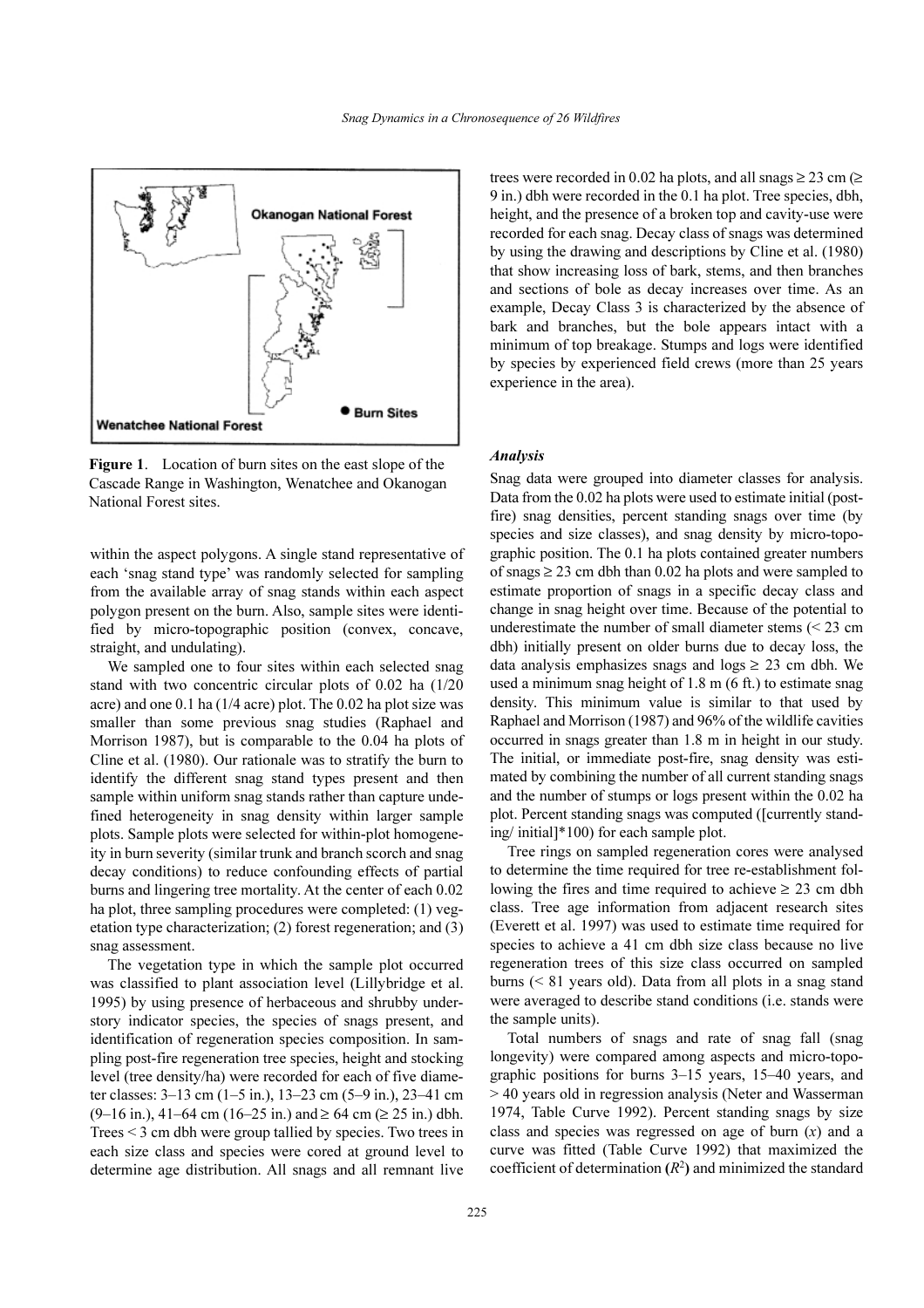**Figure 1**. Location of burn sites on the east slope of the Cascade Range in Washington, Wenatchee and Okanogan National Forest sites.

within the aspect polygons. A single stand representative of each 'snag stand type' was randomly selected for sampling from the available array of snag stands within each aspect polygon present on the burn. Also, sample sites were identified by micro-topographic position (convex, concave, straight, and undulating).

We sampled one to four sites within each selected snag stand with two concentric circular plots of 0.02 ha (1/20 acre) and one 0.1 ha (1/4 acre) plot. The 0.02 ha plot size was smaller than some previous snag studies (Raphael and Morrison 1987), but is comparable to the 0.04 ha plots of Cline et al. (1980). Our rationale was to stratify the burn to identify the different snag stand types present and then sample within uniform snag stands rather than capture undefined heterogeneity in snag density within larger sample plots. Sample plots were selected for within-plot homogeneity in burn severity (similar trunk and branch scorch and snag decay conditions) to reduce confounding effects of partial burns and lingering tree mortality. At the center of each 0.02 ha plot, three sampling procedures were completed: (1) vegetation type characterization; (2) forest regeneration; and (3) snag assessment.

The vegetation type in which the sample plot occurred was classified to plant association level (Lillybridge et al. 1995) by using presence of herbaceous and shrubby understory indicator species, the species of snags present, and identification of regeneration species composition. In sampling post-fire regeneration tree species, height and stocking level (tree density/ha) were recorded for each of five diameter classes: 3–13 cm (1–5 in.), 13–23 cm (5–9 in.), 23–41 cm (9–16 in.), 41–64 cm (16–25 in.) and ≥ 64 cm (≥ 25 in.) dbh. Trees < 3 cm dbh were group tallied by species. Two trees in each size class and species were cored at ground level to determine age distribution. All snags and all remnant live trees were recorded in 0.02 ha plots, and all snags ≥ 23 cm (≥ 9 in.) dbh were recorded in the 0.1 ha plot. Tree species, dbh, height, and the presence of a broken top and cavity-use were recorded for each snag. Decay class of snags was determined by using the drawing and descriptions by Cline et al. (1980) that show increasing loss of bark, stems, and then branches and sections of bole as decay increases over time. As an example, Decay Class 3 is characterized by the absence of bark and branches, but the bole appears intact with a minimum of top breakage. Stumps and logs were identified by species by experienced field crews (more than 25 years experience in the area).

### *Analysis*

Snag data were grouped into diameter classes for analysis. Data from the 0.02 ha plots were used to estimate initial (post-fire) snag densities, percent standing snags over time (by species and size classes), and snag density by micro-topographic position. The 0.1 ha plots contained greater numbers of snags ≥ 23 cm dbh than 0.02 ha plots and were sampled to estimate proportion of snags in a specific decay class and change in snag height over time. Because of the potential to underestimate the number of small diameter stems (< 23 cm dbh) initially present on older burns due to decay loss, the data analysis emphasizes snags and logs ≥ 23 cm dbh. We used a minimum snag height of 1.8 m (6 ft.) to estimate snag density. This minimum value is similar to that used by Raphael and Morrison (1987) and 96% of the wildlife cavities occurred in snags greater than 1.8 m in height in our study. The initial, or immediate post-fire, snag density was estimated by combining the number of all current standing snags and the number of stumps or logs present within the 0.02 ha plot. Percent standing snags was computed ([currently standing/ initial]*100) for each sample plot.

Tree rings on sampled regeneration cores were analysed to determine the time required for tree re-establishment following the fires and time required to achieve ≥ 23 cm dbh class. Tree age information from adjacent research sites (Everett et al. 1997) was used to estimate time required for species to achieve a 41 cm dbh size class because no live regeneration trees of this size class occurred on sampled burns (< 81 years old). Data from all plots in a snag stand were averaged to describe stand conditions (i.e. stands were the sample units).

Total numbers of snags and rate of snag fall (snag longevity) were compared among aspects and micro-topographic positions for burns 3–15 years, 15–40 years, and > 40 years old in regression analysis (Neter and Wasserman 1974, Table Curve 1992). Percent standing snags by size class and species was regressed on age of burn ($x$) and a curve was fitted (Table Curve 1992) that maximized the coefficient of determination **(**$R^2$**)** and minimized the standard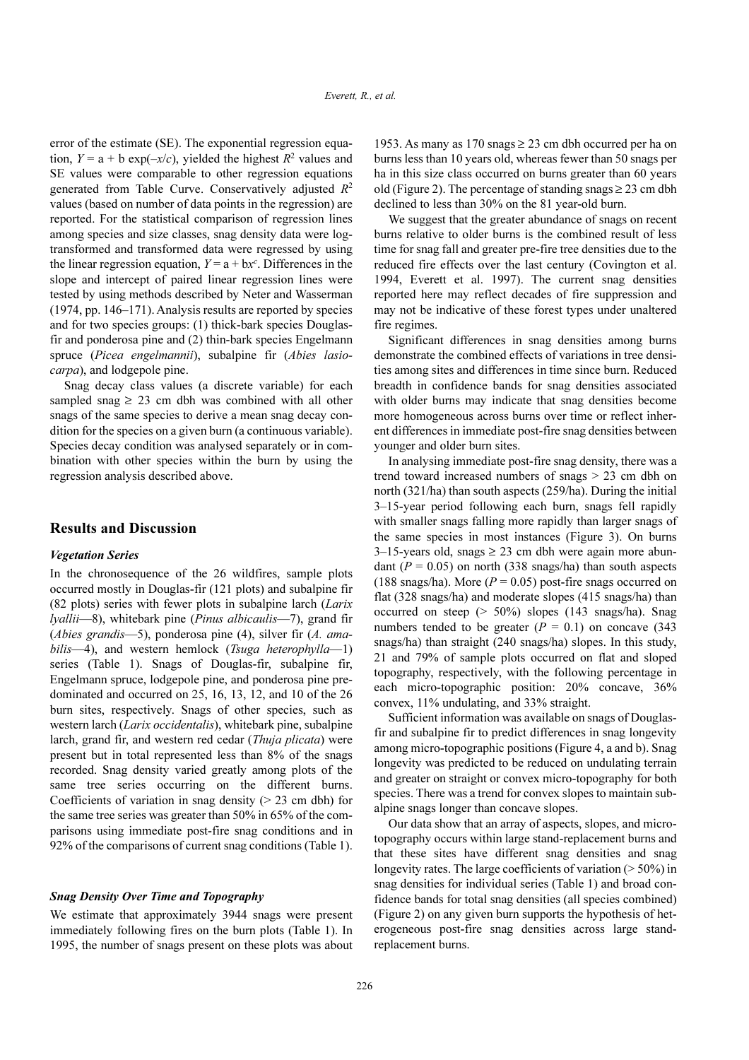error of the estimate (SE). The exponential regression equation, $Y = a + b \exp(-x/c)$, yielded the highest $R^2$ values and SE values were comparable to other regression equations generated from Table Curve. Conservatively adjusted $R^2$ values (based on number of data points in the regression) are reported. For the statistical comparison of regression lines among species and size classes, snag density data were log-transformed and transformed data were regressed by using the linear regression equation, $Y = a + bx^c$. Differences in the slope and intercept of paired linear regression lines were tested by using methods described by Neter and Wasserman (1974, pp. 146–171). Analysis results are reported by species and for two species groups: (1) thick-bark species Douglas-fir and ponderosa pine and (2) thin-bark species Engelmann spruce (*Picea engelmannii*), subalpine fir (*Abies lasiocarpa*), and lodgepole pine.

Snag decay class values (a discrete variable) for each sampled snag ≥ 23 cm dbh was combined with all other snags of the same species to derive a mean snag decay condition for the species on a given burn (a continuous variable). Species decay condition was analysed separately or in combination with other species within the burn by using the regression analysis described above.

## Results and Discussion

### *Vegetation Series*

In the chronosequence of the 26 wildfires, sample plots occurred mostly in Douglas-fir (121 plots) and subalpine fir (82 plots) series with fewer plots in subalpine larch (*Larix lyallii*—8), whitebark pine (*Pinus albicaulis*—7), grand fir (*Abies grandis*—5), ponderosa pine (4), silver fir (*A. amabilis*—4), and western hemlock (*Tsuga heterophylla*—1) series (Table 1). Snags of Douglas-fir, subalpine fir, Engelmann spruce, lodgepole pine, and ponderosa pine predominated and occurred on 25, 16, 13, 12, and 10 of the 26 burn sites, respectively. Snags of other species, such as western larch (*Larix occidentalis*), whitebark pine, subalpine larch, grand fir, and western red cedar (*Thuja plicata*) were present but in total represented less than 8% of the snags recorded. Snag density varied greatly among plots of the same tree series occurring on the different burns. Coefficients of variation in snag density (> 23 cm dbh) for the same tree series was greater than 50% in 65% of the comparisons using immediate post-fire snag conditions and in 92% of the comparisons of current snag conditions (Table 1).

### *Snag Density Over Time and Topography*

We estimate that approximately 3944 snags were present immediately following fires on the burn plots (Table 1). In 1995, the number of snags present on these plots was about 1953. As many as 170 snags ≥ 23 cm dbh occurred per ha on burns less than 10 years old, whereas fewer than 50 snags per ha in this size class occurred on burns greater than 60 years old (Figure 2). The percentage of standing snags ≥ 23 cm dbh declined to less than 30% on the 81 year-old burn.

We suggest that the greater abundance of snags on recent burns relative to older burns is the combined result of less time for snag fall and greater pre-fire tree densities due to the reduced fire effects over the last century (Covington et al. 1994, Everett et al. 1997). The current snag densities reported here may reflect decades of fire suppression and may not be indicative of these forest types under unaltered fire regimes.

Significant differences in snag densities among burns demonstrate the combined effects of variations in tree densities among sites and differences in time since burn. Reduced breadth in confidence bands for snag densities associated with older burns may indicate that snag densities become more homogeneous across burns over time or reflect inherent differences in immediate post-fire snag densities between younger and older burn sites.

In analysing immediate post-fire snag density, there was a trend toward increased numbers of snags > 23 cm dbh on north (321/ha) than south aspects (259/ha). During the initial 3–15-year period following each burn, snags fell rapidly with smaller snags falling more rapidly than larger snags of the same species in most instances (Figure 3). On burns 3–15-years old, snags ≥ 23 cm dbh were again more abundant ($P = 0.05$) on north (338 snags/ha) than south aspects (188 snags/ha). More ($P = 0.05$) post-fire snags occurred on flat (328 snags/ha) and moderate slopes (415 snags/ha) than occurred on steep (> 50%) slopes (143 snags/ha). Snag numbers tended to be greater ($P = 0.1$) on concave (343 snags/ha) than straight (240 snags/ha) slopes. In this study, 21 and 79% of sample plots occurred on flat and sloped topography, respectively, with the following percentage in each micro-topographic position: 20% concave, 36% convex, 11% undulating, and 33% straight.

Sufficient information was available on snags of Douglas-fir and subalpine fir to predict differences in snag longevity among micro-topographic positions (Figure 4, a and b). Snag longevity was predicted to be reduced on undulating terrain and greater on straight or convex micro-topography for both species. There was a trend for convex slopes to maintain subalpine snags longer than concave slopes.

Our data show that an array of aspects, slopes, and micro-topography occurs within large stand-replacement burns and that these sites have different snag densities and snag longevity rates. The large coefficients of variation (> 50%) in snag densities for individual series (Table 1) and broad confidence bands for total snag densities (all species combined) (Figure 2) on any given burn supports the hypothesis of heterogeneous post-fire snag densities across large stand-replacement burns.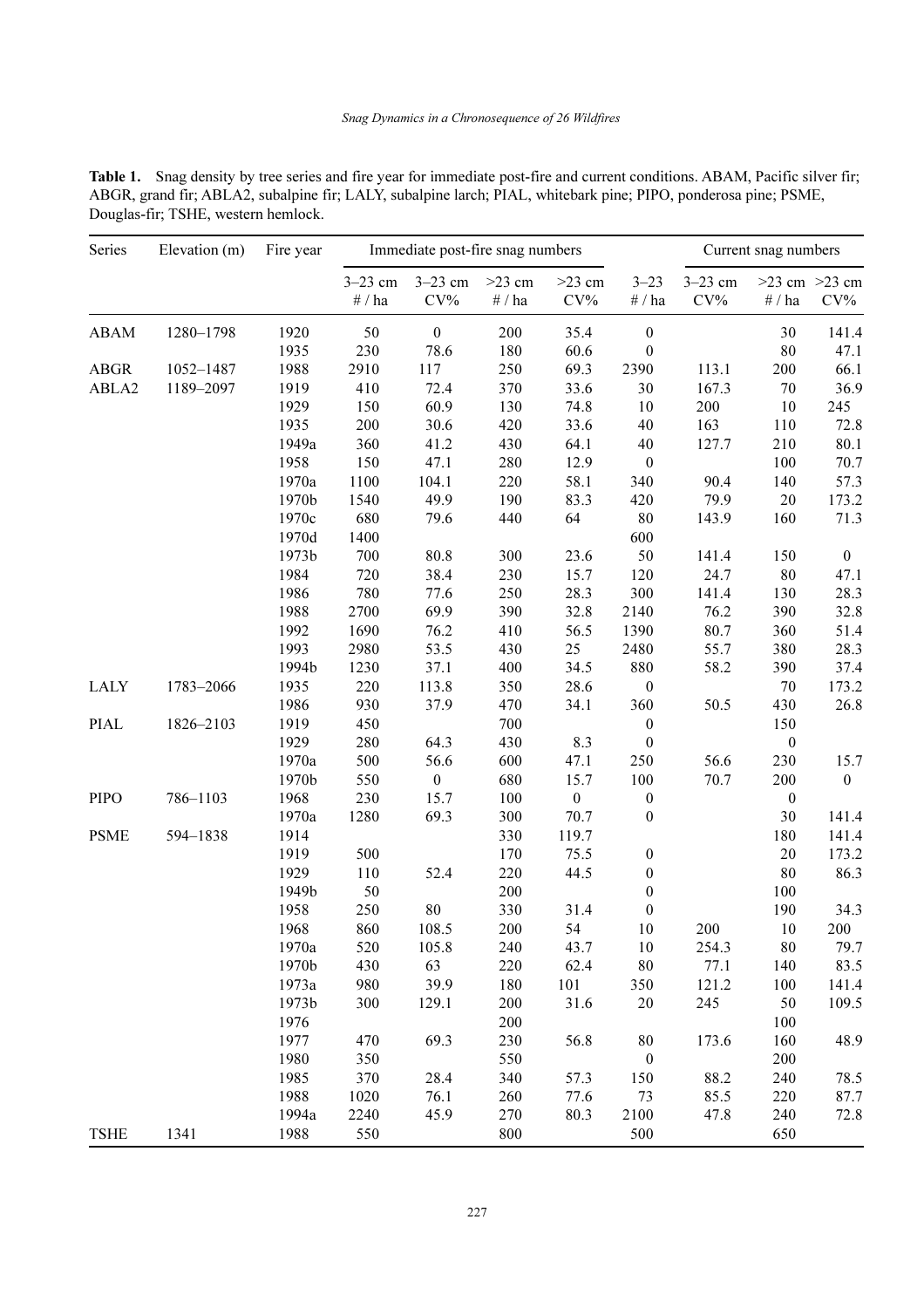**Table 1.** Snag density by tree series and fire year for immediate post-fire and current conditions. ABAM, Pacific silver fir; ABGR, grand fir; ABLA2, subalpine fir; LALY, subalpine larch; PIAL, whitebark pine; PIPO, ponderosa pine; PSME, Douglas-fir; TSHE, western hemlock.

| Series | Elevation (m) | Fire year | Immediate post-fire snag numbers | | | | Current snag numbers | | | |
|---|---|---|---|---|---|---|---|---|---|---|
| | | | 3–23 cm # / ha | 3–23 cm CV% | >23 cm # / ha | >23 cm CV% | 3–23 # / ha | 3–23 cm CV% | >23 cm # / ha | >23 cm CV% |
| ABAM | 1280–1798 | 1920 | 50 | 0 | 200 | 35.4 | 0 | | 30 | 141.4 |
| | | 1935 | 230 | 78.6 | 180 | 60.6 | 0 | | 80 | 47.1 |
| ABGR | 1052–1487 | 1988 | 2910 | 117 | 250 | 69.3 | 2390 | 113.1 | 200 | 66.1 |
| ABLA2 | 1189–2097 | 1919 | 410 | 72.4 | 370 | 33.6 | 30 | 167.3 | 70 | 36.9 |
| | | 1929 | 150 | 60.9 | 130 | 74.8 | 10 | 200 | 10 | 245 |
| | | 1935 | 200 | 30.6 | 420 | 33.6 | 40 | 163 | 110 | 72.8 |
| | | 1949a | 360 | 41.2 | 430 | 64.1 | 40 | 127.7 | 210 | 80.1 |
| | | 1958 | 150 | 47.1 | 280 | 12.9 | 0 | | 100 | 70.7 |
| | | 1970a | 1100 | 104.1 | 220 | 58.1 | 340 | 90.4 | 140 | 57.3 |
| | | 1970b | 1540 | 49.9 | 190 | 83.3 | 420 | 79.9 | 20 | 173.2 |
| | | 1970c | 680 | 79.6 | 440 | 64 | 80 | 143.9 | 160 | 71.3 |
| | | 1970d | 1400 | | | | 600 | | | |
| | | 1973b | 700 | 80.8 | 300 | 23.6 | 50 | 141.4 | 150 | 0 |
| | | 1984 | 720 | 38.4 | 230 | 15.7 | 120 | 24.7 | 80 | 47.1 |
| | | 1986 | 780 | 77.6 | 250 | 28.3 | 300 | 141.4 | 130 | 28.3 |
| | | 1988 | 2700 | 69.9 | 390 | 32.8 | 2140 | 76.2 | 390 | 32.8 |
| | | 1992 | 1690 | 76.2 | 410 | 56.5 | 1390 | 80.7 | 360 | 51.4 |
| | | 1993 | 2980 | 53.5 | 430 | 25 | 2480 | 55.7 | 380 | 28.3 |
| | | 1994b | 1230 | 37.1 | 400 | 34.5 | 880 | 58.2 | 390 | 37.4 |
| LALY | 1783–2066 | 1935 | 220 | 113.8 | 350 | 28.6 | 0 | | 70 | 173.2 |
| | | 1986 | 930 | 37.9 | 470 | 34.1 | 360 | 50.5 | 430 | 26.8 |
| PIAL | 1826–2103 | 1919 | 450 | | 700 | | 0 | | 150 | |
| | | 1929 | 280 | 64.3 | 430 | 8.3 | 0 | | 0 | |
| | | 1970a | 500 | 56.6 | 600 | 47.1 | 250 | 56.6 | 230 | 15.7 |
| | | 1970b | 550 | 0 | 680 | 15.7 | 100 | 70.7 | 200 | 0 |
| PIPO | 786–1103 | 1968 | 230 | 15.7 | 100 | 0 | 0 | | 0 | |
| | | 1970a | 1280 | 69.3 | 300 | 70.7 | 0 | | 30 | 141.4 |
| PSME | 594–1838 | 1914 | | | 330 | 119.7 | | | 180 | 141.4 |
| | | 1919 | 500 | | 170 | 75.5 | 0 | | 20 | 173.2 |
| | | 1929 | 110 | 52.4 | 220 | 44.5 | 0 | | 80 | 86.3 |
| | | 1949b | 50 | | 200 | | 0 | | 100 | |
| | | 1958 | 250 | 80 | 330 | 31.4 | 0 | | 190 | 34.3 |
| | | 1968 | 860 | 108.5 | 200 | 54 | 10 | 200 | 10 | 200 |
| | | 1970a | 520 | 105.8 | 240 | 43.7 | 10 | 254.3 | 80 | 79.7 |
| | | 1970b | 430 | 63 | 220 | 62.4 | 80 | 77.1 | 140 | 83.5 |
| | | 1973a | 980 | 39.9 | 180 | 101 | 350 | 121.2 | 100 | 141.4 |
| | | 1973b | 300 | 129.1 | 200 | 31.6 | 20 | 245 | 50 | 109.5 |
| | | 1976 | | | 200 | | | | 100 | |
| | | 1977 | 470 | 69.3 | 230 | 56.8 | 80 | 173.6 | 160 | 48.9 |
| | | 1980 | 350 | | 550 | | 0 | | 200 | |
| | | 1985 | 370 | 28.4 | 340 | 57.3 | 150 | 88.2 | 240 | 78.5 |
| | | 1988 | 1020 | 76.1 | 260 | 77.6 | 73 | 85.5 | 220 | 87.7 |
| | | 1994a | 2240 | 45.9 | 270 | 80.3 | 2100 | 47.8 | 240 | 72.8 |
| TSHE | 1341 | 1988 | 550 | | 800 | | 500 | | 650 | |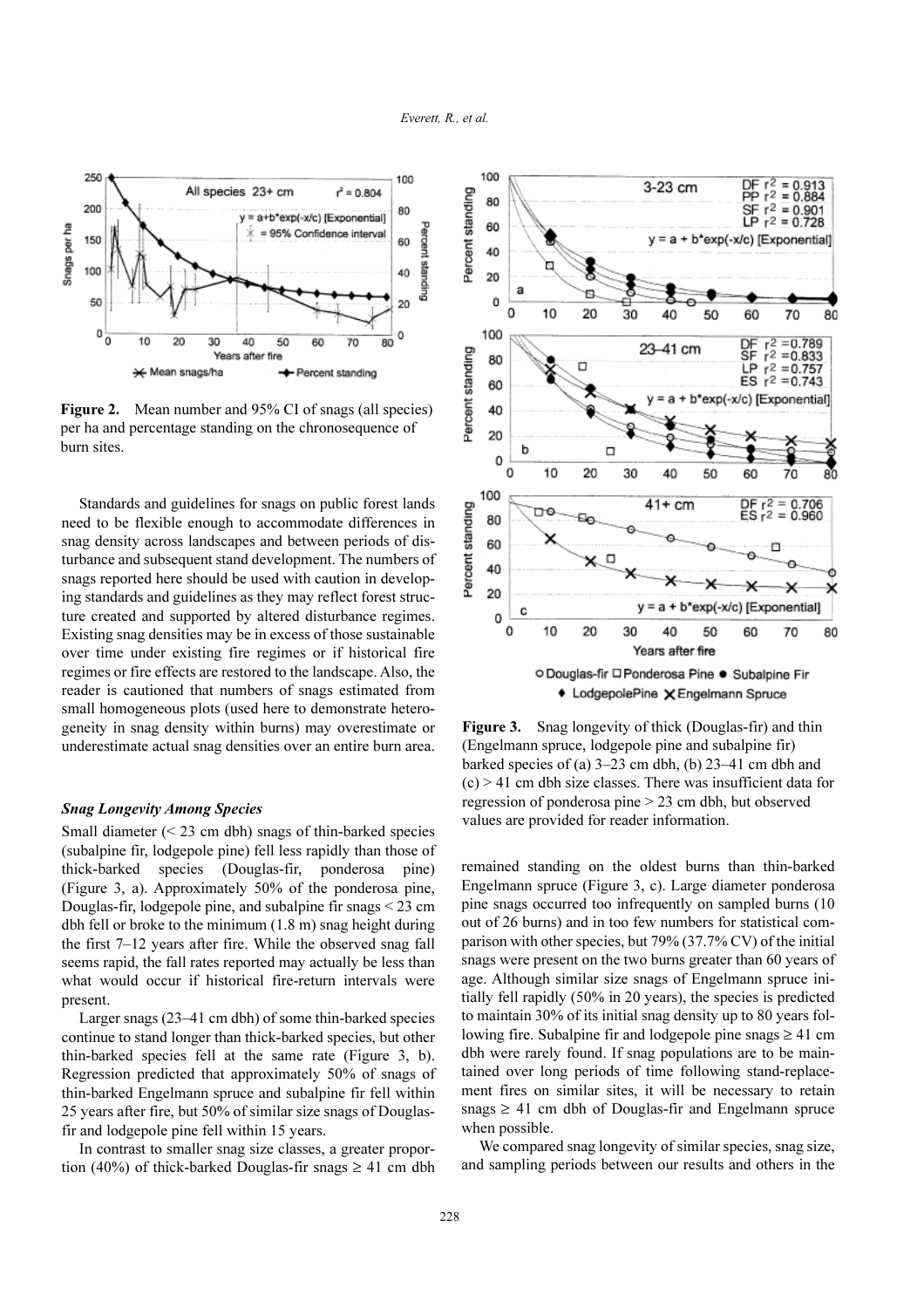**Figure 2.** Mean number and 95% CI of snags (all species) per ha and percentage standing on the chronosequence of burn sites.

Standards and guidelines for snags on public forest lands need to be flexible enough to accommodate differences in snag density across landscapes and between periods of disturbance and subsequent stand development. The numbers of snags reported here should be used with caution in developing standards and guidelines as they may reflect forest structure created and supported by altered disturbance regimes. Existing snag densities may be in excess of those sustainable over time under existing fire regimes or if historical fire regimes or fire effects are restored to the landscape. Also, the reader is cautioned that numbers of snags estimated from small homogeneous plots (used here to demonstrate heterogeneity in snag density within burns) may overestimate or underestimate actual snag densities over an entire burn area.

### *Snag Longevity Among Species*

Small diameter (< 23 cm dbh) snags of thin-barked species (subalpine fir, lodgepole pine) fell less rapidly than those of thick-barked species (Douglas-fir, ponderosa pine) (Figure 3, a). Approximately 50% of the ponderosa pine, Douglas-fir, lodgepole pine, and subalpine fir snags < 23 cm dbh fell or broke to the minimum (1.8 m) snag height during the first 7–12 years after fire. While the observed snag fall seems rapid, the fall rates reported may actually be less than what would occur if historical fire-return intervals were present.

Larger snags (23–41 cm dbh) of some thin-barked species continue to stand longer than thick-barked species, but other thin-barked species fell at the same rate (Figure 3, b). Regression predicted that approximately 50% of snags of thin-barked Engelmann spruce and subalpine fir fell within 25 years after fire, but 50% of similar size snags of Douglas-fir and lodgepole pine fell within 15 years.

In contrast to smaller snag size classes, a greater proportion (40%) of thick-barked Douglas-fir snags ≥ 41 cm dbh remained standing on the oldest burns than thin-barked Engelmann spruce (Figure 3, c). Large diameter ponderosa pine snags occurred too infrequently on sampled burns (10 out of 26 burns) and in too few numbers for statistical comparison with other species, but 79% (37.7% CV) of the initial snags were present on the two burns greater than 60 years of age. Although similar size snags of Engelmann spruce initially fell rapidly (50% in 20 years), the species is predicted to maintain 30% of its initial snag density up to 80 years following fire. Subalpine fir and lodgepole pine snags ≥ 41 cm dbh were rarely found. If snag populations are to be maintained over long periods of time following stand-replacement fires on similar sites, it will be necessary to retain snags ≥ 41 cm dbh of Douglas-fir and Engelmann spruce when possible.

**Figure 3.** Snag longevity of thick (Douglas-fir) and thin (Engelmann spruce, lodgepole pine and subalpine fir) barked species of (a) 3–23 cm dbh, (b) 23–41 cm dbh and (c) > 41 cm dbh size classes. There was insufficient data for regression of ponderosa pine > 23 cm dbh, but observed values are provided for reader information.

We compared snag longevity of similar species, snag size, and sampling periods between our results and others in the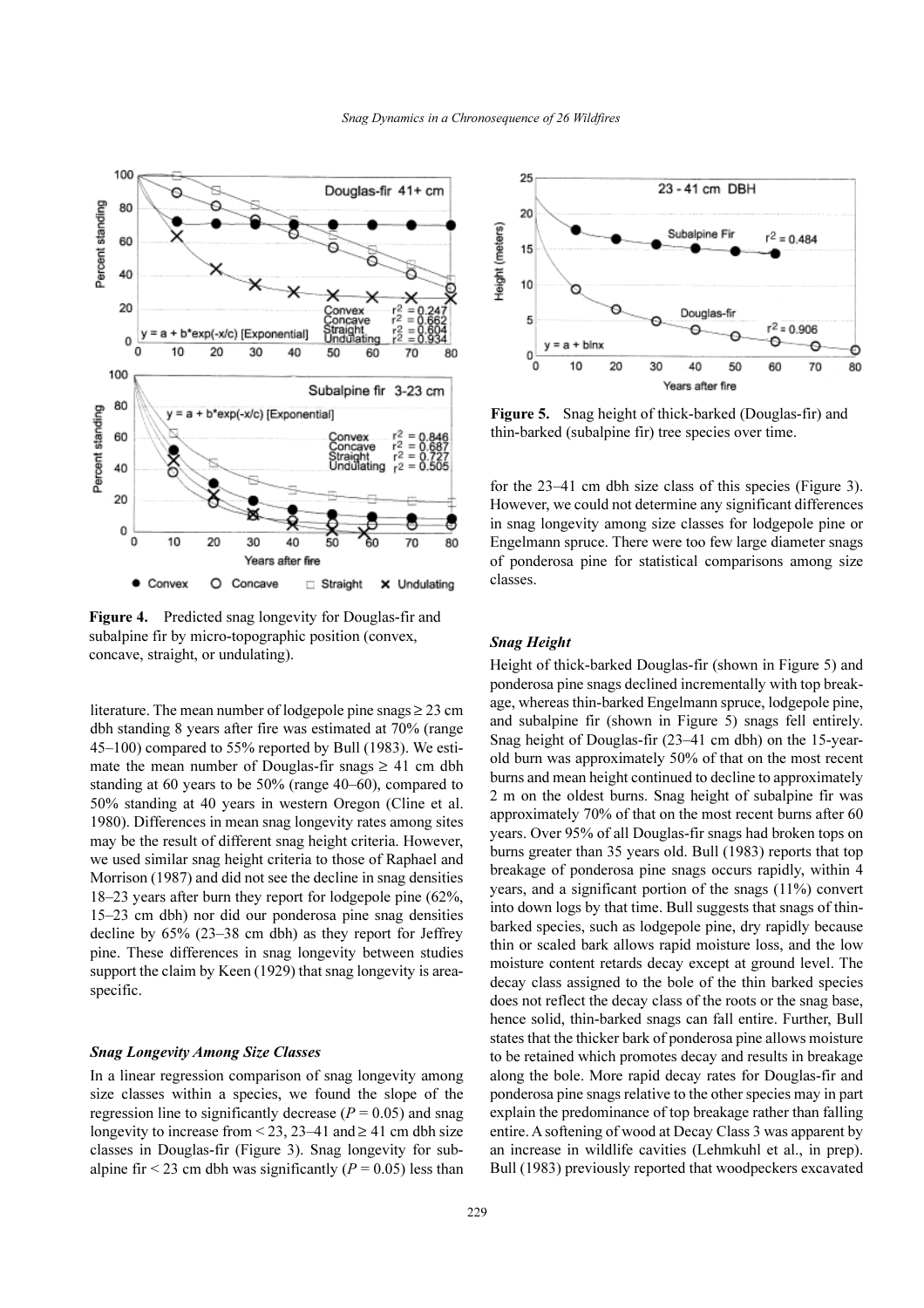**Figure 4.** Predicted snag longevity for Douglas-fir and subalpine fir by micro-topographic position (convex, concave, straight, or undulating).

literature. The mean number of lodgepole pine snags ≥ 23 cm dbh standing 8 years after fire was estimated at 70% (range 45–100) compared to 55% reported by Bull (1983). We estimate the mean number of Douglas-fir snags ≥ 41 cm dbh standing at 60 years to be 50% (range 40–60), compared to 50% standing at 40 years in western Oregon (Cline et al. 1980). Differences in mean snag longevity rates among sites may be the result of different snag height criteria. However, we used similar snag height criteria to those of Raphael and Morrison (1987) and did not see the decline in snag densities 18–23 years after burn they report for lodgepole pine (62%, 15–23 cm dbh) nor did our ponderosa pine snag densities decline by 65% (23–38 cm dbh) as they report for Jeffrey pine. These differences in snag longevity between studies support the claim by Keen (1929) that snag longevity is area-specific.

### *Snag Longevity Among Size Classes*

In a linear regression comparison of snag longevity among size classes within a species, we found the slope of the regression line to significantly decrease ($P = 0.05$) and snag longevity to increase from < 23, 23–41 and ≥ 41 cm dbh size classes in Douglas-fir (Figure 3). Snag longevity for subalpine fir < 23 cm dbh was significantly ($P = 0.05$) less than for the 23–41 cm dbh size class of this species (Figure 3). However, we could not determine any significant differences in snag longevity among size classes for lodgepole pine or Engelmann spruce. There were too few large diameter snags of ponderosa pine for statistical comparisons among size classes.

**Figure 5.** Snag height of thick-barked (Douglas-fir) and thin-barked (subalpine fir) tree species over time.

### *Snag Height*

Height of thick-barked Douglas-fir (shown in Figure 5) and ponderosa pine snags declined incrementally with top breakage, whereas thin-barked Engelmann spruce, lodgepole pine, and subalpine fir (shown in Figure 5) snags fell entirely. Snag height of Douglas-fir (23–41 cm dbh) on the 15-year-old burn was approximately 50% of that on the most recent burns and mean height continued to decline to approximately 2 m on the oldest burns. Snag height of subalpine fir was approximately 70% of that on the most recent burns after 60 years. Over 95% of all Douglas-fir snags had broken tops on burns greater than 35 years old. Bull (1983) reports that top breakage of ponderosa pine snags occurs rapidly, within 4 years, and a significant portion of the snags (11%) convert into down logs by that time. Bull suggests that snags of thin-barked species, such as lodgepole pine, dry rapidly because thin or scaled bark allows rapid moisture loss, and the low moisture content retards decay except at ground level. The decay class assigned to the bole of the thin barked species does not reflect the decay class of the roots or the snag base, hence solid, thin-barked snags can fall entire. Further, Bull states that the thicker bark of ponderosa pine allows moisture to be retained which promotes decay and results in breakage along the bole. More rapid decay rates for Douglas-fir and ponderosa pine snags relative to the other species may in part explain the predominance of top breakage rather than falling entire. A softening of wood at Decay Class 3 was apparent by an increase in wildlife cavities (Lehmkuhl et al., in prep). Bull (1983) previously reported that woodpeckers excavated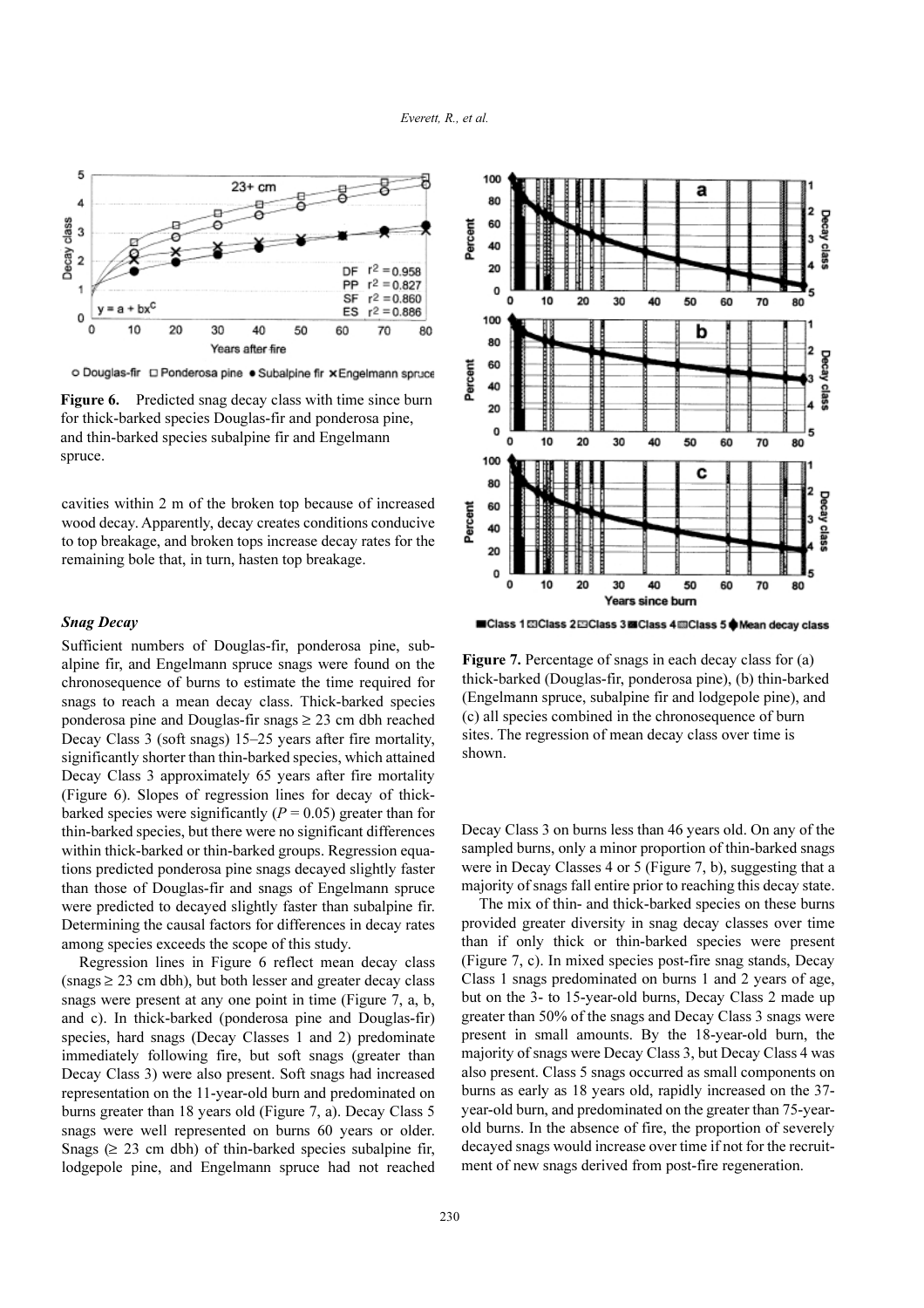**Figure 6.** Predicted snag decay class with time since burn for thick-barked species Douglas-fir and ponderosa pine, and thin-barked species subalpine fir and Engelmann spruce.

cavities within 2 m of the broken top because of increased wood decay. Apparently, decay creates conditions conducive to top breakage, and broken tops increase decay rates for the remaining bole that, in turn, hasten top breakage.

### *Snag Decay*

Sufficient numbers of Douglas-fir, ponderosa pine, subalpine fir, and Engelmann spruce snags were found on the chronosequence of burns to estimate the time required for snags to reach a mean decay class. Thick-barked species ponderosa pine and Douglas-fir snags ≥ 23 cm dbh reached Decay Class 3 (soft snags) 15–25 years after fire mortality, significantly shorter than thin-barked species, which attained Decay Class 3 approximately 65 years after fire mortality (Figure 6). Slopes of regression lines for decay of thick-barked species were significantly ($P = 0.05$) greater than for thin-barked species, but there were no significant differences within thick-barked or thin-barked groups. Regression equations predicted ponderosa pine snags decayed slightly faster than those of Douglas-fir and snags of Engelmann spruce were predicted to decayed slightly faster than subalpine fir. Determining the causal factors for differences in decay rates among species exceeds the scope of this study.

Regression lines in Figure 6 reflect mean decay class (snags ≥ 23 cm dbh), but both lesser and greater decay class snags were present at any one point in time (Figure 7, a, b, and c). In thick-barked (ponderosa pine and Douglas-fir) species, hard snags (Decay Classes 1 and 2) predominate immediately following fire, but soft snags (greater than Decay Class 3) were also present. Soft snags had increased representation on the 11-year-old burn and predominated on burns greater than 18 years old (Figure 7, a). Decay Class 5 snags were well represented on burns 60 years or older. Snags (≥ 23 cm dbh) of thin-barked species subalpine fir, lodgepole pine, and Engelmann spruce had not reached Decay Class 3 on burns less than 46 years old. On any of the sampled burns, only a minor proportion of thin-barked snags were in Decay Classes 4 or 5 (Figure 7, b), suggesting that a majority of snags fall entire prior to reaching this decay state.

The mix of thin- and thick-barked species on these burns provided greater diversity in snag decay classes over time than if only thick or thin-barked species were present (Figure 7, c). In mixed species post-fire snag stands, Decay Class 1 snags predominated on burns 1 and 2 years of age, but on the 3- to 15-year-old burns, Decay Class 2 made up greater than 50% of the snags and Decay Class 3 snags were present in small amounts. By the 18-year-old burn, the majority of snags were Decay Class 3, but Decay Class 4 was also present. Class 5 snags occurred as small components on burns as early as 18 years old, rapidly increased on the 37-year-old burn, and predominated on the greater than 75-year-old burns. In the absence of fire, the proportion of severely decayed snags would increase over time if not for the recruitment of new snags derived from post-fire regeneration.

**Figure 7.** Percentage of snags in each decay class for (a) thick-barked (Douglas-fir, ponderosa pine), (b) thin-barked (Engelmann spruce, subalpine fir and lodgepole pine), and (c) all species combined in the chronosequence of burn sites. The regression of mean decay class over time is shown.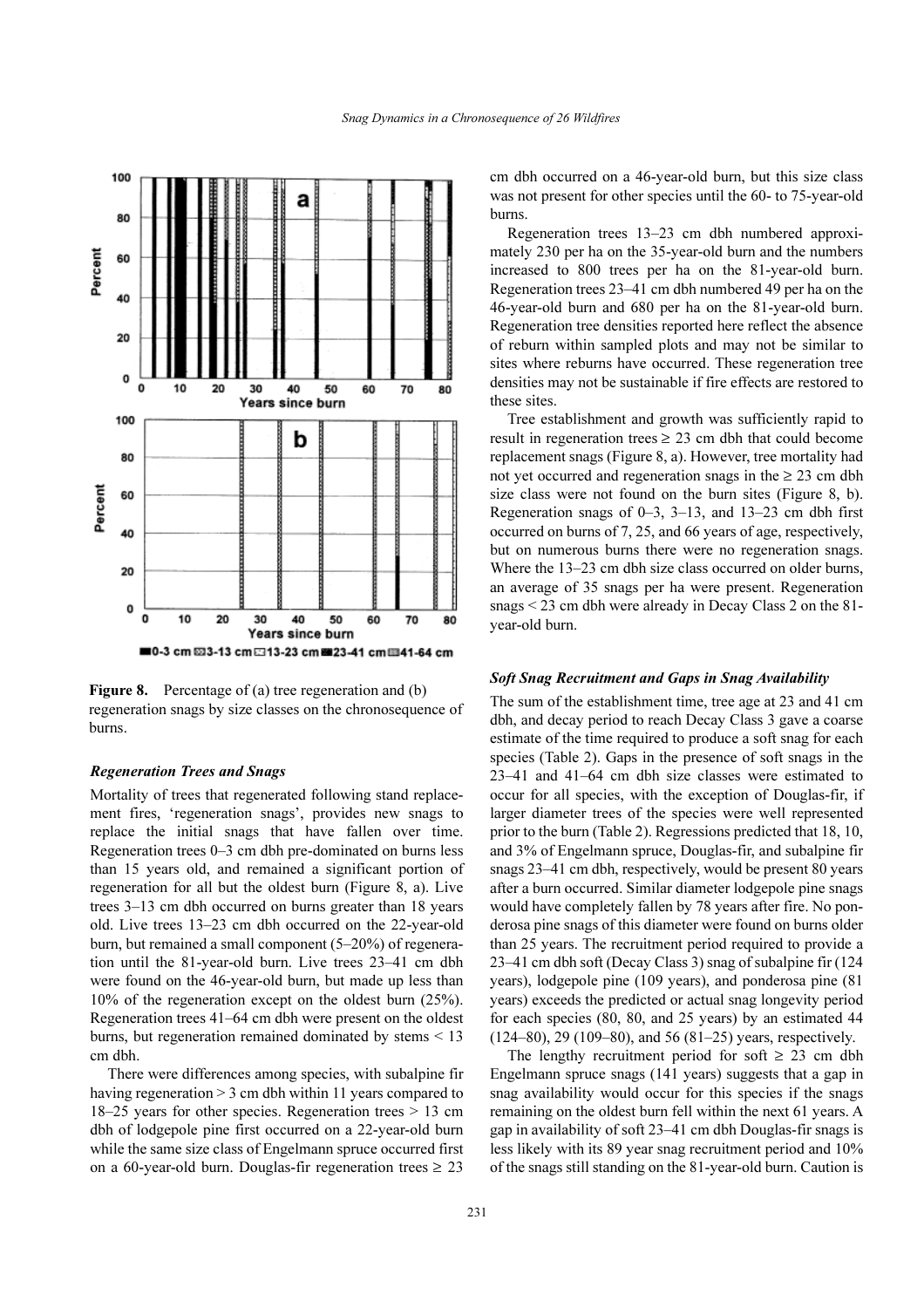**Figure 8.** Percentage of (a) tree regeneration and (b) regeneration snags by size classes on the chronosequence of burns.

### *Regeneration Trees and Snags*

Mortality of trees that regenerated following stand replacement fires, 'regeneration snags', provides new snags to replace the initial snags that have fallen over time. Regeneration trees 0–3 cm dbh pre-dominated on burns less than 15 years old, and remained a significant portion of regeneration for all but the oldest burn (Figure 8, a). Live trees 3–13 cm dbh occurred on burns greater than 18 years old. Live trees 13–23 cm dbh occurred on the 22-year-old burn, but remained a small component (5–20%) of regeneration until the 81-year-old burn. Live trees 23–41 cm dbh were found on the 46-year-old burn, but made up less than 10% of the regeneration except on the oldest burn (25%). Regeneration trees 41–64 cm dbh were present on the oldest burns, but regeneration remained dominated by stems < 13 cm dbh.

There were differences among species, with subalpine fir having regeneration > 3 cm dbh within 11 years compared to 18–25 years for other species. Regeneration trees > 13 cm dbh of lodgepole pine first occurred on a 22-year-old burn while the same size class of Engelmann spruce occurred first on a 60-year-old burn. Douglas-fir regeneration trees ≥ 23 cm dbh occurred on a 46-year-old burn, but this size class was not present for other species until the 60- to 75-year-old burns.

Regeneration trees 13–23 cm dbh numbered approximately 230 per ha on the 35-year-old burn and the numbers increased to 800 trees per ha on the 81-year-old burn. Regeneration trees 23–41 cm dbh numbered 49 per ha on the 46-year-old burn and 680 per ha on the 81-year-old burn. Regeneration tree densities reported here reflect the absence of reburn within sampled plots and may not be similar to sites where reburns have occurred. These regeneration tree densities may not be sustainable if fire effects are restored to these sites.

Tree establishment and growth was sufficiently rapid to result in regeneration trees ≥ 23 cm dbh that could become replacement snags (Figure 8, a). However, tree mortality had not yet occurred and regeneration snags in the ≥ 23 cm dbh size class were not found on the burn sites (Figure 8, b). Regeneration snags of 0–3, 3–13, and 13–23 cm dbh first occurred on burns of 7, 25, and 66 years of age, respectively, but on numerous burns there were no regeneration snags. Where the 13–23 cm dbh size class occurred on older burns, an average of 35 snags per ha were present. Regeneration snags < 23 cm dbh were already in Decay Class 2 on the 81-year-old burn.

### *Soft Snag Recruitment and Gaps in Snag Availability*

The sum of the establishment time, tree age at 23 and 41 cm dbh, and decay period to reach Decay Class 3 gave a coarse estimate of the time required to produce a soft snag for each species (Table 2). Gaps in the presence of soft snags in the 23–41 and 41–64 cm dbh size classes were estimated to occur for all species, with the exception of Douglas-fir, if larger diameter trees of the species were well represented prior to the burn (Table 2). Regressions predicted that 18, 10, and 3% of Engelmann spruce, Douglas-fir, and subalpine fir snags 23–41 cm dbh, respectively, would be present 80 years after a burn occurred. Similar diameter lodgepole pine snags would have completely fallen by 78 years after fire. No ponderosa pine snags of this diameter were found on burns older than 25 years. The recruitment period required to provide a 23–41 cm dbh soft (Decay Class 3) snag of subalpine fir (124 years), lodgepole pine (109 years), and ponderosa pine (81 years) exceeds the predicted or actual snag longevity period for each species (80, 80, and 25 years) by an estimated 44 (124–80), 29 (109–80), and 56 (81–25) years, respectively.

The lengthy recruitment period for soft ≥ 23 cm dbh Engelmann spruce snags (141 years) suggests that a gap in snag availability would occur for this species if the snags remaining on the oldest burn fell within the next 61 years. A gap in availability of soft 23–41 cm dbh Douglas-fir snags is less likely with its 89 year snag recruitment period and 10% of the snags still standing on the 81-year-old burn. Caution is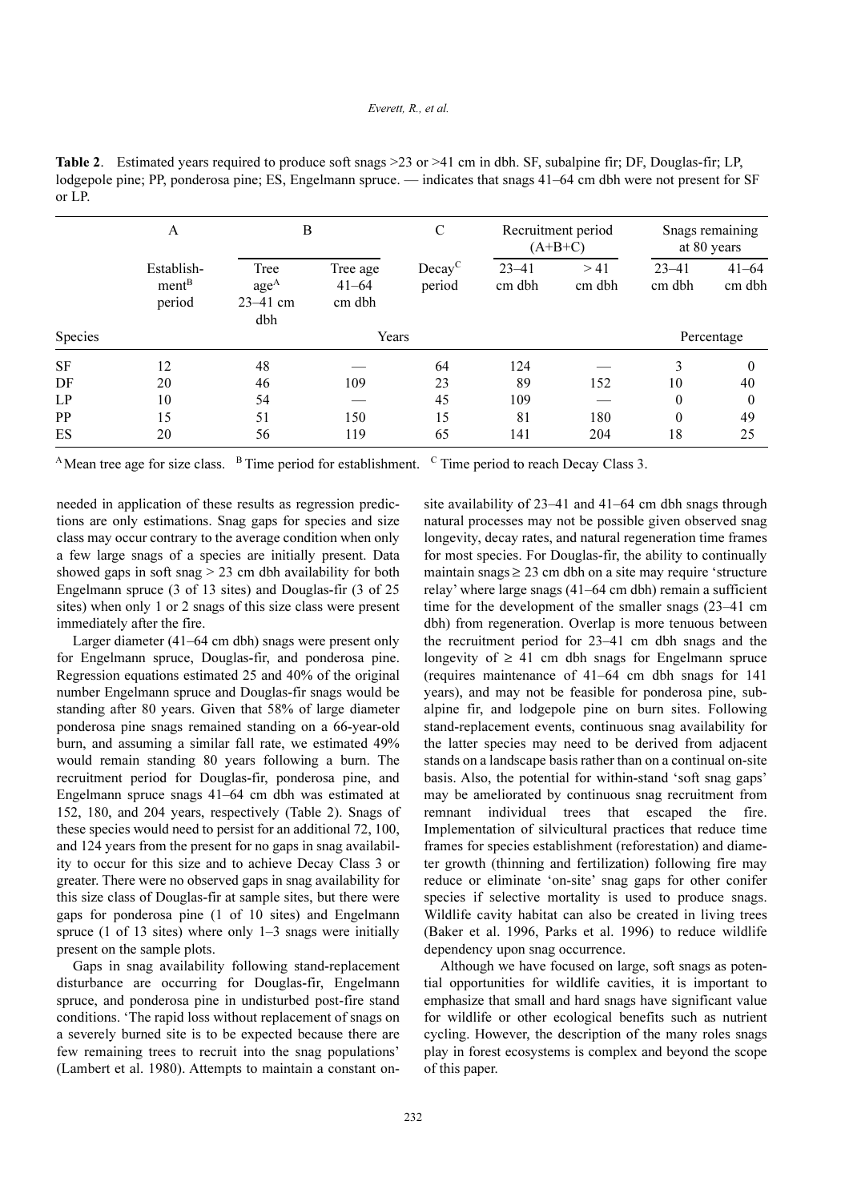**Table 2**. Estimated years required to produce soft snags >23 or >41 cm in dbh. SF, subalpine fir; DF, Douglas-fir; LP, lodgepole pine; PP, ponderosa pine; ES, Engelmann spruce. — indicates that snags 41–64 cm dbh were not present for SF or LP.

| | A | B | | C | Recruitment period (A+B+C) | | Snags remaining at 80 years | |
|---|---|---|---|---|---|---|---|---|
| | Establish-ment[B] period | Tree age[A] 23–41 cm dbh | Tree age 41–64 cm dbh | Decay[C] period | 23–41 cm dbh | > 41 cm dbh | 23–41 cm dbh | 41–64 cm dbh |
| Species | Years | | | | | | Percentage | |
| SF | 12 | 48 | — | 64 | 124 | — | 3 | 0 |
| DF | 20 | 46 | 109 | 23 | 89 | 152 | 10 | 40 |
| LP | 10 | 54 | — | 45 | 109 | — | 0 | 0 |
| PP | 15 | 51 | 150 | 15 | 81 | 180 | 0 | 49 |
| ES | 20 | 56 | 119 | 65 | 141 | 204 | 18 | 25 |

[A] Mean tree age for size class. [B] Time period for establishment. [C] Time period to reach Decay Class 3.

needed in application of these results as regression predictions are only estimations. Snag gaps for species and size class may occur contrary to the average condition when only a few large snags of a species are initially present. Data showed gaps in soft snag > 23 cm dbh availability for both Engelmann spruce (3 of 13 sites) and Douglas-fir (3 of 25 sites) when only 1 or 2 snags of this size class were present immediately after the fire.

Larger diameter (41–64 cm dbh) snags were present only for Engelmann spruce, Douglas-fir, and ponderosa pine. Regression equations estimated 25 and 40% of the original number Engelmann spruce and Douglas-fir snags would be standing after 80 years. Given that 58% of large diameter ponderosa pine snags remained standing on a 66-year-old burn, and assuming a similar fall rate, we estimated 49% would remain standing 80 years following a burn. The recruitment period for Douglas-fir, ponderosa pine, and Engelmann spruce snags 41–64 cm dbh was estimated at 152, 180, and 204 years, respectively (Table 2). Snags of these species would need to persist for an additional 72, 100, and 124 years from the present for no gaps in snag availability to occur for this size and to achieve Decay Class 3 or greater. There were no observed gaps in snag availability for this size class of Douglas-fir at sample sites, but there were gaps for ponderosa pine (1 of 10 sites) and Engelmann spruce (1 of 13 sites) where only 1–3 snags were initially present on the sample plots.

Gaps in snag availability following stand-replacement disturbance are occurring for Douglas-fir, Engelmann spruce, and ponderosa pine in undisturbed post-fire stand conditions. 'The rapid loss without replacement of snags on a severely burned site is to be expected because there are few remaining trees to recruit into the snag populations' (Lambert et al. 1980). Attempts to maintain a constant on-site availability of 23–41 and 41–64 cm dbh snags through natural processes may not be possible given observed snag longevity, decay rates, and natural regeneration time frames for most species. For Douglas-fir, the ability to continually maintain snags ≥ 23 cm dbh on a site may require 'structure relay' where large snags (41–64 cm dbh) remain a sufficient time for the development of the smaller snags (23–41 cm dbh) from regeneration. Overlap is more tenuous between the recruitment period for 23–41 cm dbh snags and the longevity of ≥ 41 cm dbh snags for Engelmann spruce (requires maintenance of 41–64 cm dbh snags for 141 years), and may not be feasible for ponderosa pine, subalpine fir, and lodgepole pine on burn sites. Following stand-replacement events, continuous snag availability for the latter species may need to be derived from adjacent stands on a landscape basis rather than on a continual on-site basis. Also, the potential for within-stand 'soft snag gaps' may be ameliorated by continuous snag recruitment from remnant individual trees that escaped the fire. Implementation of silvicultural practices that reduce time frames for species establishment (reforestation) and diameter growth (thinning and fertilization) following fire may reduce or eliminate 'on-site' snag gaps for other conifer species if selective mortality is used to produce snags. Wildlife cavity habitat can also be created in living trees (Baker et al. 1996, Parks et al. 1996) to reduce wildlife dependency upon snag occurrence.

Although we have focused on large, soft snags as potential opportunities for wildlife cavities, it is important to emphasize that small and hard snags have significant value for wildlife or other ecological benefits such as nutrient cycling. However, the description of the many roles snags play in forest ecosystems is complex and beyond the scope of this paper.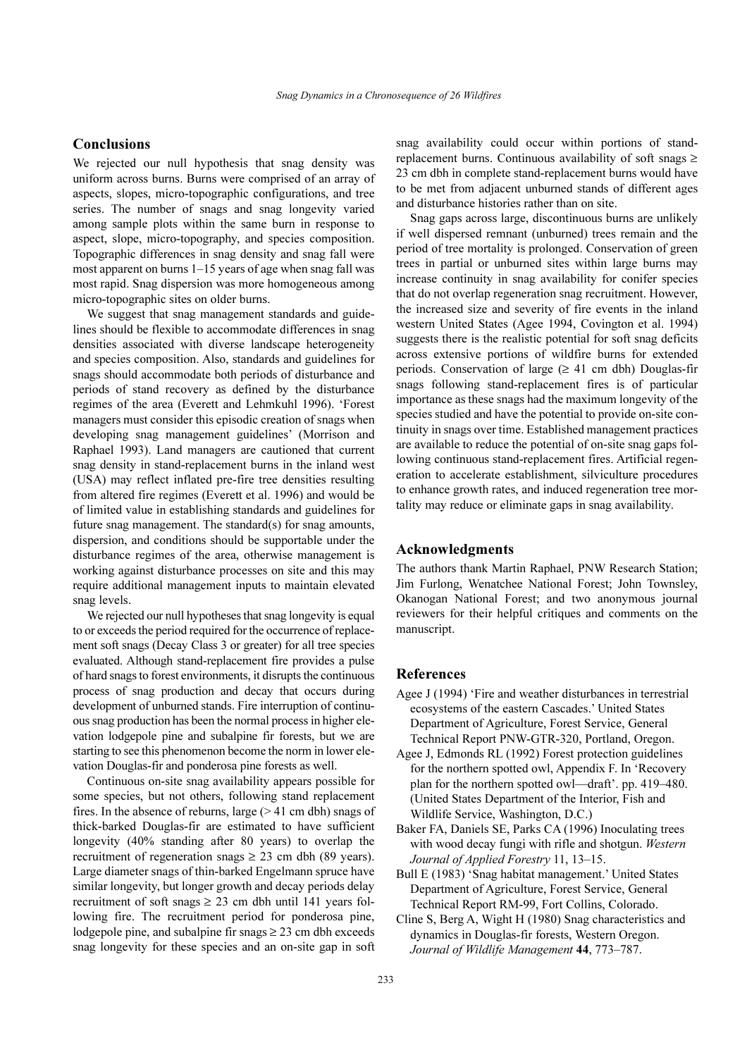## Conclusions

We rejected our null hypothesis that snag density was uniform across burns. Burns were comprised of an array of aspects, slopes, micro-topographic configurations, and tree series. The number of snags and snag longevity varied among sample plots within the same burn in response to aspect, slope, micro-topography, and species composition. Topographic differences in snag density and snag fall were most apparent on burns 1–15 years of age when snag fall was most rapid. Snag dispersion was more homogeneous among micro-topographic sites on older burns.

We suggest that snag management standards and guidelines should be flexible to accommodate differences in snag densities associated with diverse landscape heterogeneity and species composition. Also, standards and guidelines for snags should accommodate both periods of disturbance and periods of stand recovery as defined by the disturbance regimes of the area (Everett and Lehmkuhl 1996). 'Forest managers must consider this episodic creation of snags when developing snag management guidelines' (Morrison and Raphael 1993). Land managers are cautioned that current snag density in stand-replacement burns in the inland west (USA) may reflect inflated pre-fire tree densities resulting from altered fire regimes (Everett et al. 1996) and would be of limited value in establishing standards and guidelines for future snag management. The standard(s) for snag amounts, dispersion, and conditions should be supportable under the disturbance regimes of the area, otherwise management is working against disturbance processes on site and this may require additional management inputs to maintain elevated snag levels.

We rejected our null hypotheses that snag longevity is equal to or exceeds the period required for the occurrence of replacement soft snags (Decay Class 3 or greater) for all tree species evaluated. Although stand-replacement fire provides a pulse of hard snags to forest environments, it disrupts the continuous process of snag production and decay that occurs during development of unburned stands. Fire interruption of continuous snag production has been the normal process in higher elevation lodgepole pine and subalpine fir forests, but we are starting to see this phenomenon become the norm in lower elevation Douglas-fir and ponderosa pine forests as well.

Continuous on-site snag availability appears possible for some species, but not others, following stand replacement fires. In the absence of reburns, large (> 41 cm dbh) snags of thick-barked Douglas-fir are estimated to have sufficient longevity (40% standing after 80 years) to overlap the recruitment of regeneration snags ≥ 23 cm dbh (89 years). Large diameter snags of thin-barked Engelmann spruce have similar longevity, but longer growth and decay periods delay recruitment of soft snags ≥ 23 cm dbh until 141 years following fire. The recruitment period for ponderosa pine, lodgepole pine, and subalpine fir snags ≥ 23 cm dbh exceeds snag longevity for these species and an on-site gap in soft snag availability could occur within portions of stand-replacement burns. Continuous availability of soft snags ≥ 23 cm dbh in complete stand-replacement burns would have to be met from adjacent unburned stands of different ages and disturbance histories rather than on site.

Snag gaps across large, discontinuous burns are unlikely if well dispersed remnant (unburned) trees remain and the period of tree mortality is prolonged. Conservation of green trees in partial or unburned sites within large burns may increase continuity in snag availability for conifer species that do not overlap regeneration snag recruitment. However, the increased size and severity of fire events in the inland western United States (Agee 1994, Covington et al. 1994) suggests there is the realistic potential for soft snag deficits across extensive portions of wildfire burns for extended periods. Conservation of large (≥ 41 cm dbh) Douglas-fir snags following stand-replacement fires is of particular importance as these snags had the maximum longevity of the species studied and have the potential to provide on-site continuity in snags over time. Established management practices are available to reduce the potential of on-site snag gaps following continuous stand-replacement fires. Artificial regeneration to accelerate establishment, silviculture procedures to enhance growth rates, and induced regeneration tree mortality may reduce or eliminate gaps in snag availability.

## Acknowledgments

The authors thank Martin Raphael, PNW Research Station; Jim Furlong, Wenatchee National Forest; John Townsley, Okanogan National Forest; and two anonymous journal reviewers for their helpful critiques and comments on the manuscript.

## References

Agee J (1994) 'Fire and weather disturbances in terrestrial ecosystems of the eastern Cascades.' United States Department of Agriculture, Forest Service, General Technical Report PNW-GTR-320, Portland, Oregon.

Agee J, Edmonds RL (1992) Forest protection guidelines for the northern spotted owl, Appendix F. In 'Recovery plan for the northern spotted owl—draft'. pp. 419–480. (United States Department of the Interior, Fish and Wildlife Service, Washington, D.C.)

Baker FA, Daniels SE, Parks CA (1996) Inoculating trees with wood decay fungi with rifle and shotgun. *Western Journal of Applied Forestry* 11, 13–15.

Bull E (1983) 'Snag habitat management.' United States Department of Agriculture, Forest Service, General Technical Report RM-99, Fort Collins, Colorado.

Cline S, Berg A, Wight H (1980) Snag characteristics and dynamics in Douglas-fir forests, Western Oregon. *Journal of Wildlife Management* **44**, 773–787.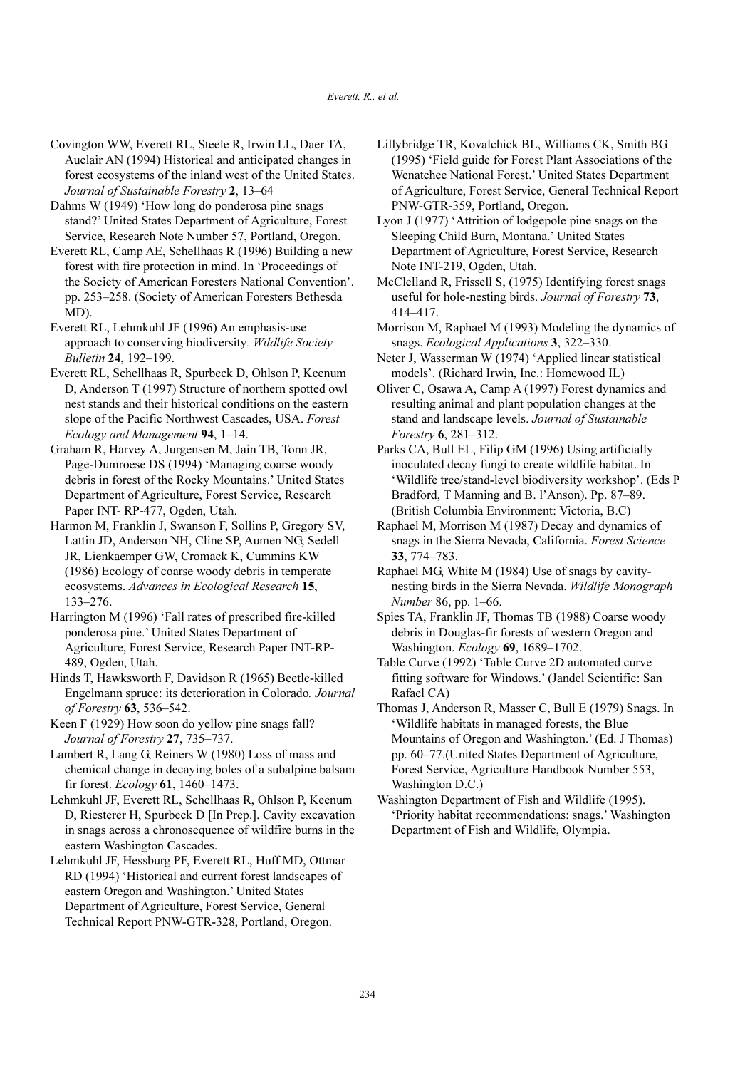Covington WW, Everett RL, Steele R, Irwin LL, Daer TA, Auclair AN (1994) Historical and anticipated changes in forest ecosystems of the inland west of the United States. *Journal of Sustainable Forestry* **2**, 13–64

Dahms W (1949) 'How long do ponderosa pine snags stand?' United States Department of Agriculture, Forest Service, Research Note Number 57, Portland, Oregon.

Everett RL, Camp AE, Schellhaas R (1996) Building a new forest with fire protection in mind. In 'Proceedings of the Society of American Foresters National Convention'. pp. 253–258. (Society of American Foresters Bethesda MD).

Everett RL, Lehmkuhl JF (1996) An emphasis-use approach to conserving biodiversity. *Wildlife Society Bulletin* **24**, 192–199.

Everett RL, Schellhaas R, Spurbeck D, Ohlson P, Keenum D, Anderson T (1997) Structure of northern spotted owl nest stands and their historical conditions on the eastern slope of the Pacific Northwest Cascades, USA. *Forest Ecology and Management* **94**, 1–14.

Graham R, Harvey A, Jurgensen M, Jain TB, Tonn JR, Page-Dumroese DS (1994) 'Managing coarse woody debris in forest of the Rocky Mountains.' United States Department of Agriculture, Forest Service, Research Paper INT- RP-477, Ogden, Utah.

Harmon M, Franklin J, Swanson F, Sollins P, Gregory SV, Lattin JD, Anderson NH, Cline SP, Aumen NG, Sedell JR, Lienkaemper GW, Cromack K, Cummins KW (1986) Ecology of coarse woody debris in temperate ecosystems. *Advances in Ecological Research* **15**, 133–276.

Harrington M (1996) 'Fall rates of prescribed fire-killed ponderosa pine.' United States Department of Agriculture, Forest Service, Research Paper INT-RP-489, Ogden, Utah.

Hinds T, Hawksworth F, Davidson R (1965) Beetle-killed Engelmann spruce: its deterioration in Colorado. *Journal of Forestry* **63**, 536–542.

Keen F (1929) How soon do yellow pine snags fall? *Journal of Forestry* **27**, 735–737.

Lambert R, Lang G, Reiners W (1980) Loss of mass and chemical change in decaying boles of a subalpine balsam fir forest. *Ecology* **61**, 1460–1473.

Lehmkuhl JF, Everett RL, Schellhaas R, Ohlson P, Keenum D, Riesterer H, Spurbeck D [In Prep.]. Cavity excavation in snags across a chronosequence of wildfire burns in the eastern Washington Cascades.

Lehmkuhl JF, Hessburg PF, Everett RL, Huff MD, Ottmar RD (1994) 'Historical and current forest landscapes of eastern Oregon and Washington.' United States Department of Agriculture, Forest Service, General Technical Report PNW-GTR-328, Portland, Oregon.

Lillybridge TR, Kovalchick BL, Williams CK, Smith BG (1995) 'Field guide for Forest Plant Associations of the Wenatchee National Forest.' United States Department of Agriculture, Forest Service, General Technical Report PNW-GTR-359, Portland, Oregon.

Lyon J (1977) 'Attrition of lodgepole pine snags on the Sleeping Child Burn, Montana.' United States Department of Agriculture, Forest Service, Research Note INT-219, Ogden, Utah.

McClelland R, Frissell S, (1975) Identifying forest snags useful for hole-nesting birds. *Journal of Forestry* **73**, 414–417.

Morrison M, Raphael M (1993) Modeling the dynamics of snags. *Ecological Applications* **3**, 322–330.

Neter J, Wasserman W (1974) 'Applied linear statistical models'. (Richard Irwin, Inc.: Homewood IL)

Oliver C, Osawa A, Camp A (1997) Forest dynamics and resulting animal and plant population changes at the stand and landscape levels. *Journal of Sustainable Forestry* **6**, 281–312.

Parks CA, Bull EL, Filip GM (1996) Using artificially inoculated decay fungi to create wildlife habitat. In 'Wildlife tree/stand-level biodiversity workshop'. (Eds P Bradford, T Manning and B. l'Anson). Pp. 87–89. (British Columbia Environment: Victoria, B.C)

Raphael M, Morrison M (1987) Decay and dynamics of snags in the Sierra Nevada, California. *Forest Science* **33**, 774–783.

Raphael MG, White M (1984) Use of snags by cavity-nesting birds in the Sierra Nevada. *Wildlife Monograph Number* 86, pp. 1–66.

Spies TA, Franklin JF, Thomas TB (1988) Coarse woody debris in Douglas-fir forests of western Oregon and Washington. *Ecology* **69**, 1689–1702.

Table Curve (1992) 'Table Curve 2D automated curve fitting software for Windows.' (Jandel Scientific: San Rafael CA)

Thomas J, Anderson R, Masser C, Bull E (1979) Snags. In 'Wildlife habitats in managed forests, the Blue Mountains of Oregon and Washington.' (Ed. J Thomas) pp. 60–77.(United States Department of Agriculture, Forest Service, Agriculture Handbook Number 553, Washington D.C.)

Washington Department of Fish and Wildlife (1995). 'Priority habitat recommendations: snags.' Washington Department of Fish and Wildlife, Olympia.